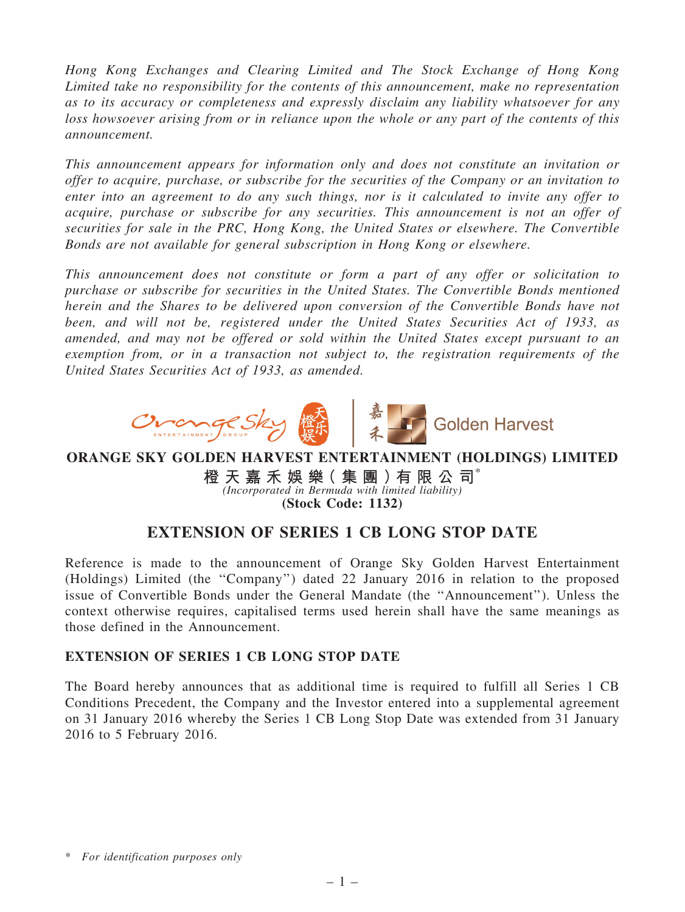*Hong Kong Exchanges and Clearing Limited and The Stock Exchange of Hong Kong Limited take no responsibility for the contents of this announcement, make no representation as to its accuracy or completeness and expressly disclaim any liability whatsoever for any loss howsoever arising from or in reliance upon the whole or any part of the contents of this announcement.*

*This announcement appears for information only and does not constitute an invitation or offer to acquire, purchase, or subscribe for the securities of the Company or an invitation to enter into an agreement to do any such things, nor is it calculated to invite any offer to acquire, purchase or subscribe for any securities. This announcement is not an offer of securities for sale in the PRC, Hong Kong, the United States or elsewhere. The Convertible Bonds are not available for general subscription in Hong Kong or elsewhere.*

*This announcement does not constitute or form a part of any offer or solicitation to purchase or subscribe for securities in the United States. The Convertible Bonds mentioned herein and the Shares to be delivered upon conversion of the Convertible Bonds have not been, and will not be, registered under the United States Securities Act of 1933, as amended, and may not be offered or sold within the United States except pursuant to an exemption from, or in a transaction not subject to, the registration requirements of the United States Securities Act of 1933, as amended.*

**ORANGE SKY GOLDEN HARVEST ENTERTAINMENT (HOLDINGS) LIMITED**

**橙天嘉禾娛樂(集團)有限公司***

*(Incorporated in Bermuda with limited liability)*

**(Stock Code: 1132)**

## EXTENSION OF SERIES 1 CB LONG STOP DATE

Reference is made to the announcement of Orange Sky Golden Harvest Entertainment (Holdings) Limited (the "Company") dated 22 January 2016 in relation to the proposed issue of Convertible Bonds under the General Mandate (the "Announcement"). Unless the context otherwise requires, capitalised terms used herein shall have the same meanings as those defined in the Announcement.

### EXTENSION OF SERIES 1 CB LONG STOP DATE

The Board hereby announces that as additional time is required to fulfill all Series 1 CB Conditions Precedent, the Company and the Investor entered into a supplemental agreement on 31 January 2016 whereby the Series 1 CB Long Stop Date was extended from 31 January 2016 to 5 February 2016.

\* *For identification purposes only*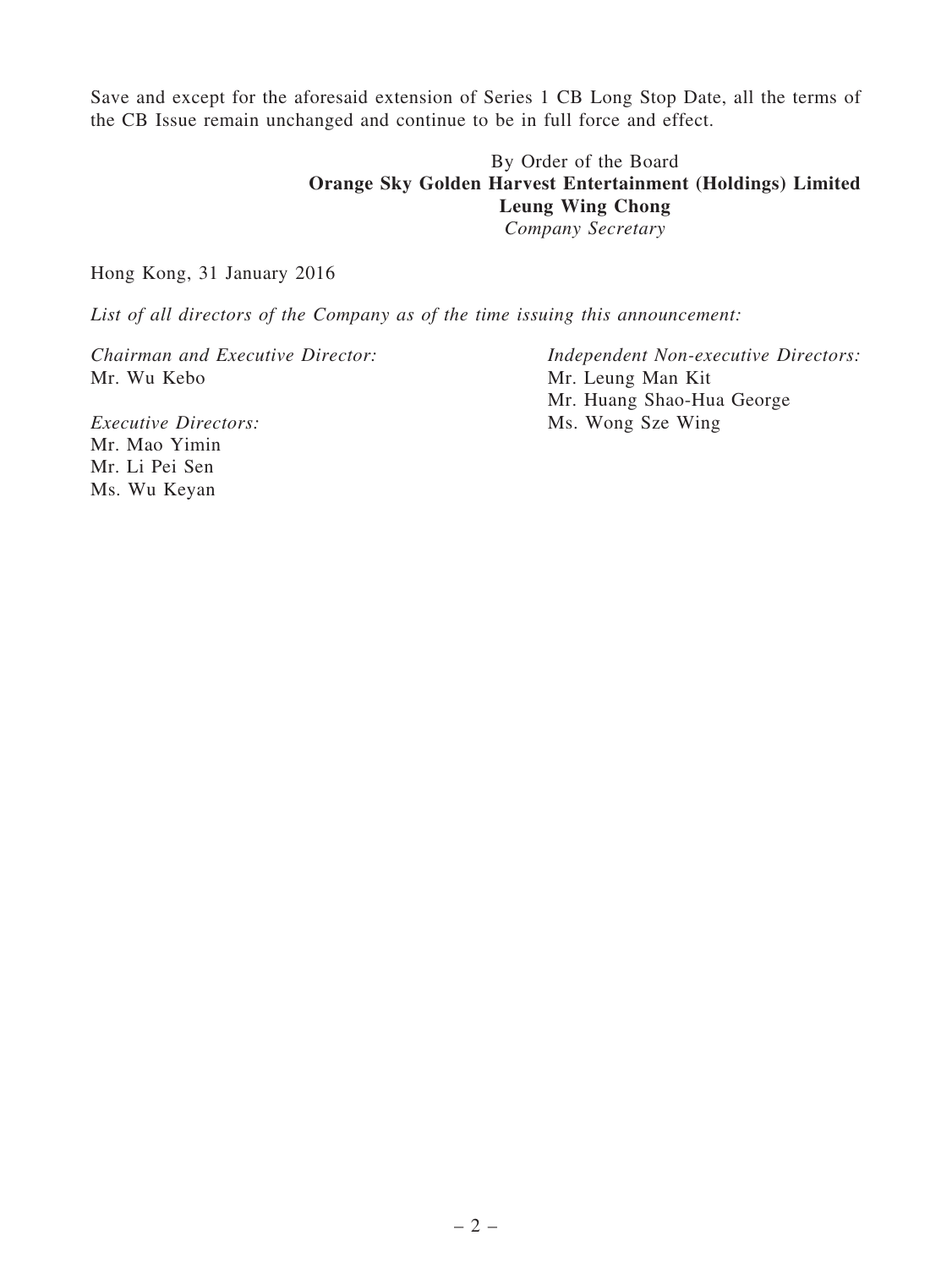Save and except for the aforesaid extension of Series 1 CB Long Stop Date, all the terms of the CB Issue remain unchanged and continue to be in full force and effect.

By Order of the Board
**Orange Sky Golden Harvest Entertainment (Holdings) Limited**
**Leung Wing Chong**
*Company Secretary*

Hong Kong, 31 January 2016

*List of all directors of the Company as of the time issuing this announcement:*

*Chairman and Executive Director:*
Mr. Wu Kebo

*Executive Directors:*
Mr. Mao Yimin
Mr. Li Pei Sen
Ms. Wu Keyan

*Independent Non-executive Directors:*
Mr. Leung Man Kit
Mr. Huang Shao-Hua George
Ms. Wong Sze Wing